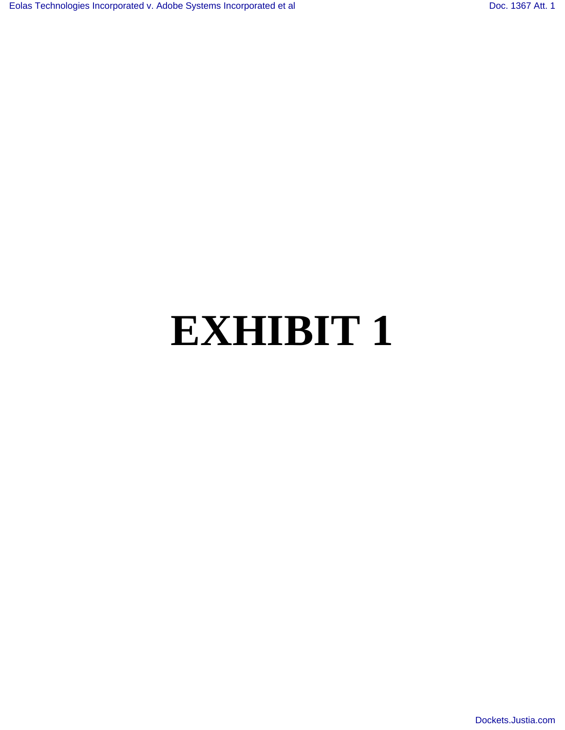# EXHIBIT 1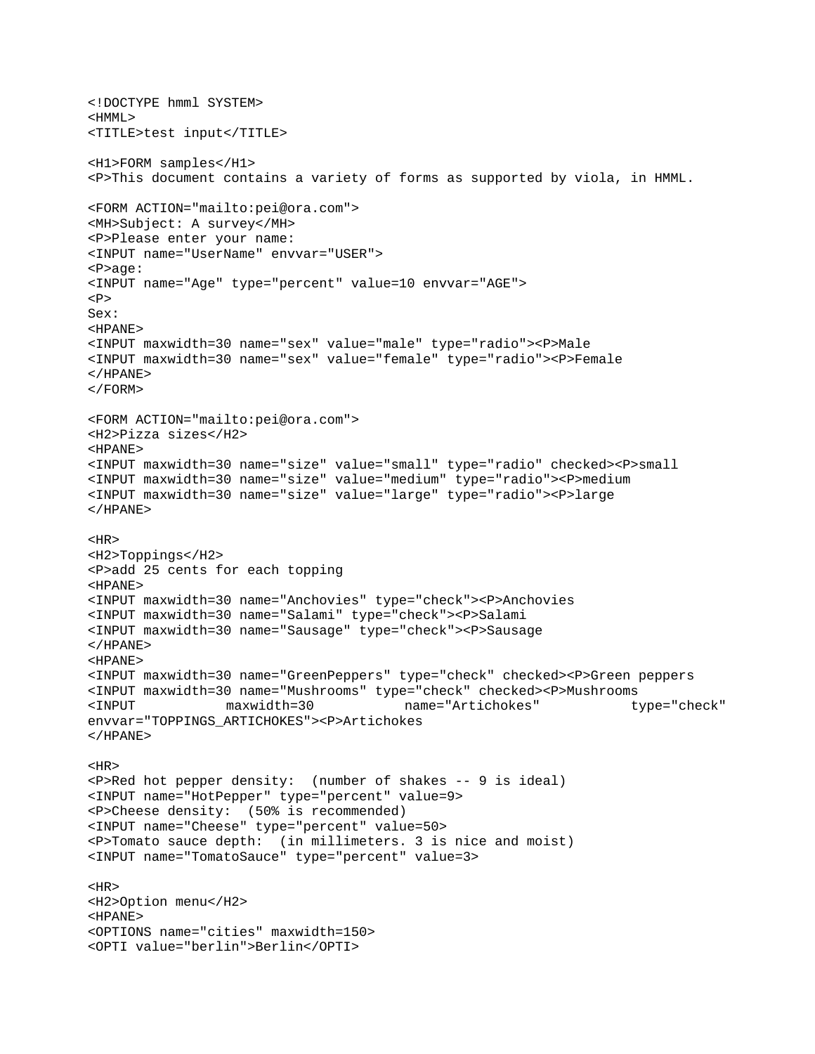```
<!DOCTYPE hmml SYSTEM>
<HMML>
<TITLE>test input</TITLE>

<H1>FORM samples</H1>
<P>This document contains a variety of forms as supported by viola, in HMML.

<FORM ACTION="mailto:pei@ora.com">
<MH>Subject: A survey</MH>
<P>Please enter your name:
<INPUT name="UserName" envvar="USER">
<P>age:
<INPUT name="Age" type="percent" value=10 envvar="AGE">
<P>
Sex:
<HPANE>
<INPUT maxwidth=30 name="sex" value="male" type="radio"><P>Male
<INPUT maxwidth=30 name="sex" value="female" type="radio"><P>Female
</HPANE>
</FORM>

<FORM ACTION="mailto:pei@ora.com">
<H2>Pizza sizes</H2>
<HPANE>
<INPUT maxwidth=30 name="size" value="small" type="radio" checked><P>small
<INPUT maxwidth=30 name="size" value="medium" type="radio"><P>medium
<INPUT maxwidth=30 name="size" value="large" type="radio"><P>large
</HPANE>

<HR>
<H2>Toppings</H2>
<P>add 25 cents for each topping
<HPANE>
<INPUT maxwidth=30 name="Anchovies" type="check"><P>Anchovies
<INPUT maxwidth=30 name="Salami" type="check"><P>Salami
<INPUT maxwidth=30 name="Sausage" type="check"><P>Sausage
</HPANE>
<HPANE>
<INPUT maxwidth=30 name="GreenPeppers" type="check" checked><P>Green peppers
<INPUT maxwidth=30 name="Mushrooms" type="check" checked><P>Mushrooms
<INPUT maxwidth=30 name="Artichokes" type="check"
envvar="TOPPINGS_ARTICHOKES"><P>Artichokes
</HPANE>

<HR>
<P>Red hot pepper density:  (number of shakes -- 9 is ideal)
<INPUT name="HotPepper" type="percent" value=9>
<P>Cheese density:  (50% is recommended)
<INPUT name="Cheese" type="percent" value=50>
<P>Tomato sauce depth:  (in millimeters. 3 is nice and moist)
<INPUT name="TomatoSauce" type="percent" value=3>

<HR>
<H2>Option menu</H2>
<HPANE>
<OPTIONS name="cities" maxwidth=150>
<OPTI value="berlin">Berlin</OPTI>
```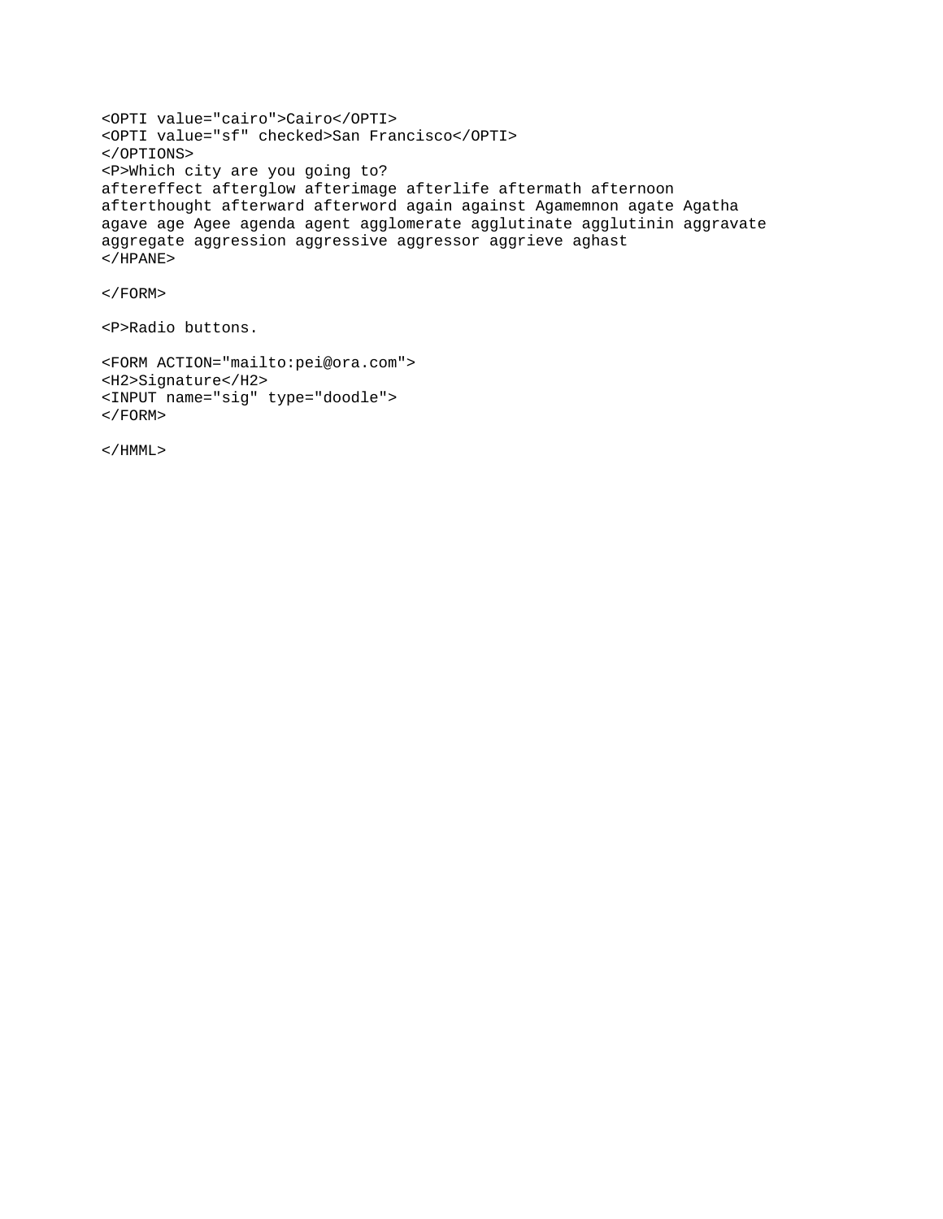```
<OPTI value="cairo">Cairo</OPTI>
<OPTI value="sf" checked>San Francisco</OPTI>
</OPTIONS>
<P>Which city are you going to?
aftereffect afterglow afterimage afterlife aftermath afternoon
afterthought afterward afterword again against Agamemnon agate Agatha
agave age Agee agenda agent agglomerate agglutinate agglutinin aggravate
aggregate aggression aggressive aggressor aggrieve aghast
</HPANE>

</FORM>

<P>Radio buttons.

<FORM ACTION="mailto:pei@ora.com">
<H2>Signature</H2>
<INPUT name="sig" type="doodle">
</FORM>

</HMML>
```